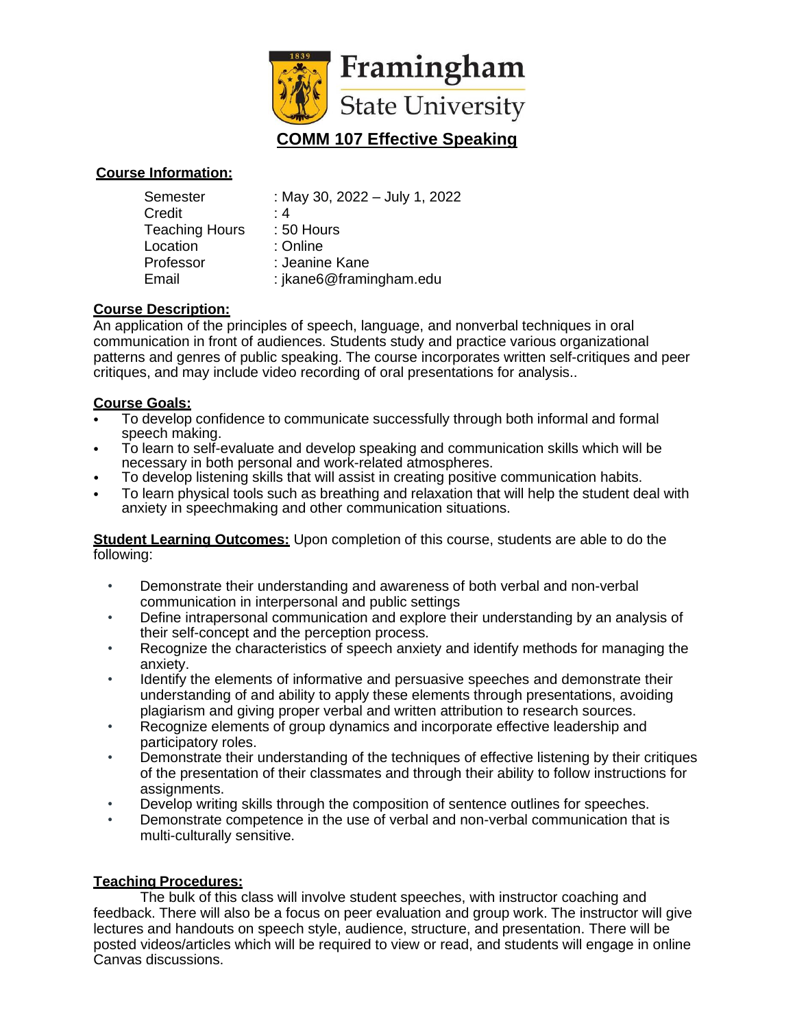Framingham State University

# COMM 107 Effective Speaking

## Course Information:

| | |
|---|---|
| Semester | : May 30, 2022 – July 1, 2022 |
| Credit | : 4 |
| Teaching Hours | : 50 Hours |
| Location | : Online |
| Professor | : Jeanine Kane |
| Email | : jkane6@framingham.edu |

## Course Description:

An application of the principles of speech, language, and nonverbal techniques in oral communication in front of audiences. Students study and practice various organizational patterns and genres of public speaking. The course incorporates written self-critiques and peer critiques, and may include video recording of oral presentations for analysis..

## Course Goals:

- To develop confidence to communicate successfully through both informal and formal speech making.
- To learn to self-evaluate and develop speaking and communication skills which will be necessary in both personal and work-related atmospheres.
- To develop listening skills that will assist in creating positive communication habits.
- To learn physical tools such as breathing and relaxation that will help the student deal with anxiety in speechmaking and other communication situations.

**Student Learning Outcomes:** Upon completion of this course, students are able to do the following:

- Demonstrate their understanding and awareness of both verbal and non-verbal communication in interpersonal and public settings
- Define intrapersonal communication and explore their understanding by an analysis of their self-concept and the perception process.
- Recognize the characteristics of speech anxiety and identify methods for managing the anxiety.
- Identify the elements of informative and persuasive speeches and demonstrate their understanding of and ability to apply these elements through presentations, avoiding plagiarism and giving proper verbal and written attribution to research sources.
- Recognize elements of group dynamics and incorporate effective leadership and participatory roles.
- Demonstrate their understanding of the techniques of effective listening by their critiques of the presentation of their classmates and through their ability to follow instructions for assignments.
- Develop writing skills through the composition of sentence outlines for speeches.
- Demonstrate competence in the use of verbal and non-verbal communication that is multi-culturally sensitive.

## Teaching Procedures:

The bulk of this class will involve student speeches, with instructor coaching and feedback. There will also be a focus on peer evaluation and group work. The instructor will give lectures and handouts on speech style, audience, structure, and presentation. There will be posted videos/articles which will be required to view or read, and students will engage in online Canvas discussions.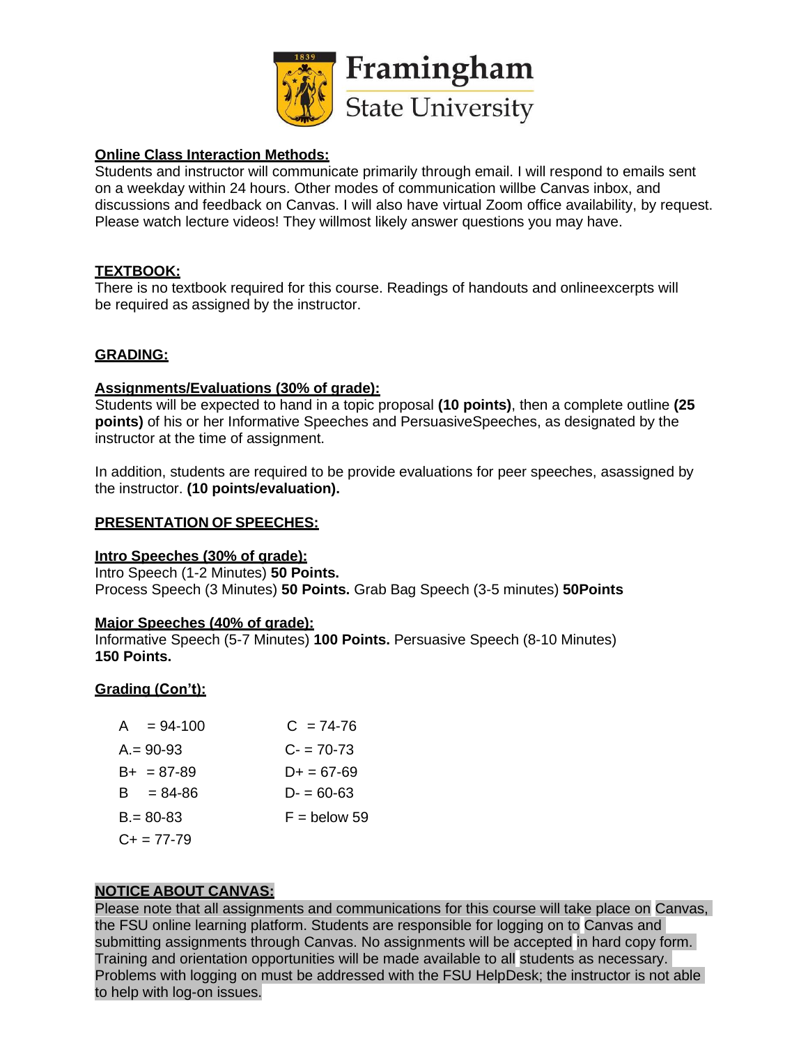**Online Class Interaction Methods:**

Students and instructor will communicate primarily through email. I will respond to emails sent on a weekday within 24 hours. Other modes of communication willbe Canvas inbox, and discussions and feedback on Canvas. I will also have virtual Zoom office availability, by request. Please watch lecture videos! They willmost likely answer questions you may have.

**TEXTBOOK:**

There is no textbook required for this course. Readings of handouts and onlineexcerpts will be required as assigned by the instructor.

**GRADING:**

**Assignments/Evaluations (30% of grade):**

Students will be expected to hand in a topic proposal **(10 points)**, then a complete outline **(25 points)** of his or her Informative Speeches and PersuasiveSpeeches, as designated by the instructor at the time of assignment.

In addition, students are required to be provide evaluations for peer speeches, asassigned by the instructor. **(10 points/evaluation).**

**PRESENTATION OF SPEECHES:**

**Intro Speeches (30% of grade):**

Intro Speech (1-2 Minutes) **50 Points.**
Process Speech (3 Minutes) **50 Points.** Grab Bag Speech (3-5 minutes) **50Points**

**Major Speeches (40% of grade):**

Informative Speech (5-7 Minutes) **100 Points.** Persuasive Speech (8-10 Minutes) **150 Points.**

**Grading (Con't):**

| | |
|---|---|
| A = 94-100 | C = 74-76 |
| A.= 90-93 | C- = 70-73 |
| B+ = 87-89 | D+ = 67-69 |
| B = 84-86 | D- = 60-63 |
| B.= 80-83 | F = below 59 |
| C+ = 77-79 | |

**NOTICE ABOUT CANVAS:**

Please note that all assignments and communications for this course will take place on Canvas, the FSU online learning platform. Students are responsible for logging on to Canvas and submitting assignments through Canvas. No assignments will be accepted in hard copy form. Training and orientation opportunities will be made available to all students as necessary. Problems with logging on must be addressed with the FSU HelpDesk; the instructor is not able to help with log-on issues.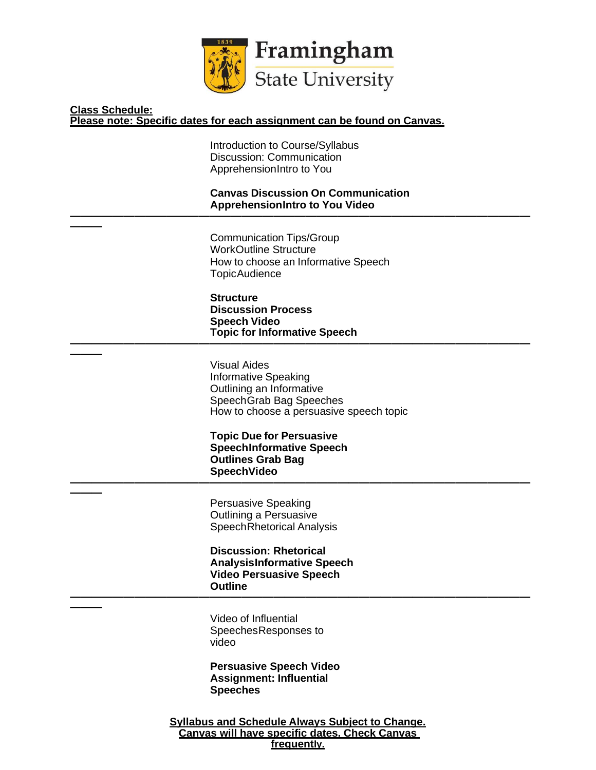**Class Schedule:**
**Please note: Specific dates for each assignment can be found on Canvas.**

Introduction to Course/Syllabus
Discussion: Communication
ApprehensionIntro to You

**Canvas Discussion On Communication ApprehensionIntro to You Video**

---

Communication Tips/Group
WorkOutline Structure
How to choose an Informative Speech
TopicAudience

**Structure**
**Discussion Process**
**Speech Video**
**Topic for Informative Speech**

---

Visual Aides
Informative Speaking
Outlining an Informative
SpeechGrab Bag Speeches
How to choose a persuasive speech topic

**Topic Due for Persuasive SpeechInformative Speech Outlines Grab Bag SpeechVideo**

---

Persuasive Speaking
Outlining a Persuasive
SpeechRhetorical Analysis

**Discussion: Rhetorical AnalysisInformative Speech Video Persuasive Speech Outline**

---

Video of Influential
SpeechesResponses to
video

**Persuasive Speech Video Assignment: Influential Speeches**

**Syllabus and Schedule Always Subject to Change. Canvas will have specific dates. Check Canvas frequently.**